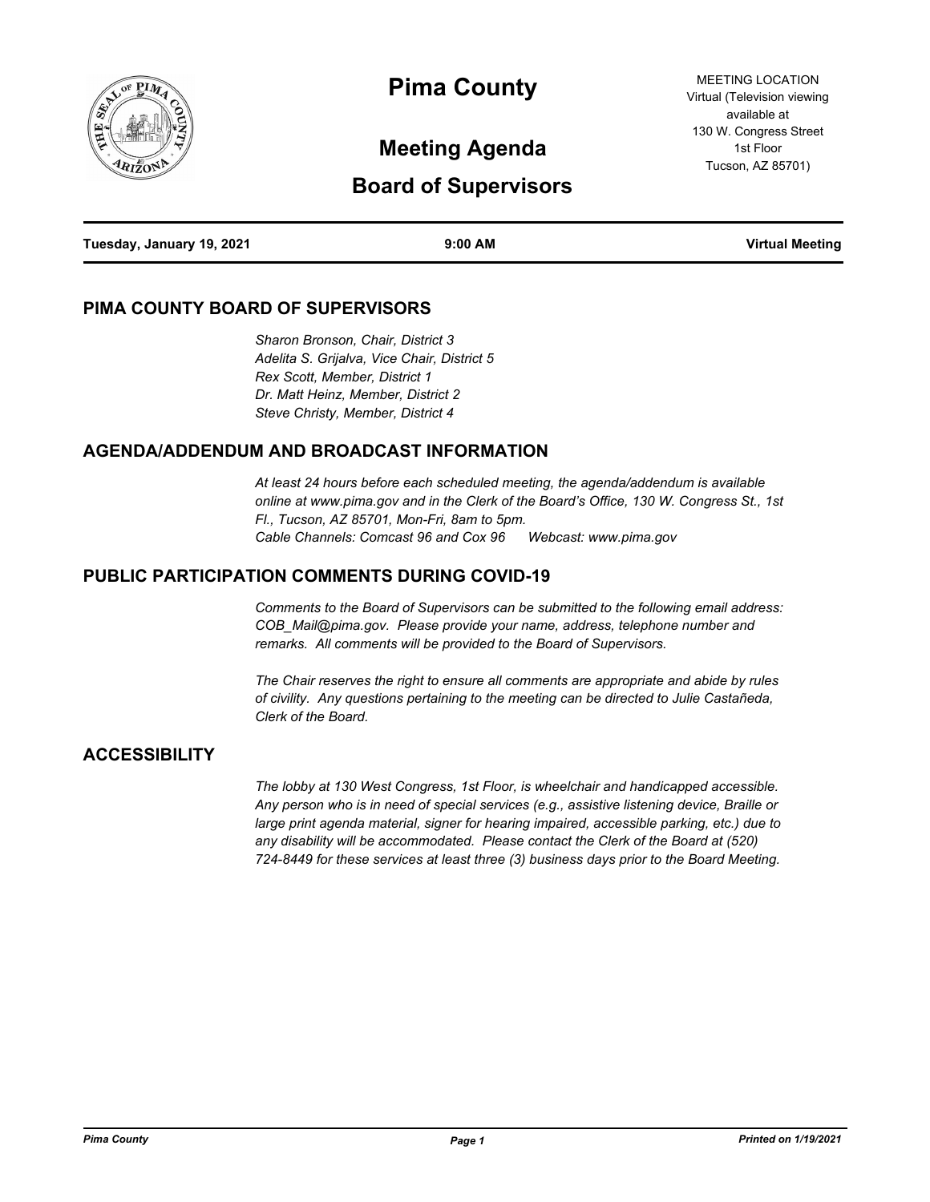# Pima County

## Meeting Agenda

## Board of Supervisors

MEETING LOCATION
Virtual (Television viewing available at 130 W. Congress Street 1st Floor Tucson, AZ 85701)

**Tuesday, January 19, 2021** **9:00 AM** **Virtual Meeting**

## PIMA COUNTY BOARD OF SUPERVISORS

*Sharon Bronson, Chair, District 3*
*Adelita S. Grijalva, Vice Chair, District 5*
*Rex Scott, Member, District 1*
*Dr. Matt Heinz, Member, District 2*
*Steve Christy, Member, District 4*

## AGENDA/ADDENDUM AND BROADCAST INFORMATION

*At least 24 hours before each scheduled meeting, the agenda/addendum is available online at www.pima.gov and in the Clerk of the Board's Office, 130 W. Congress St., 1st Fl., Tucson, AZ 85701, Mon-Fri, 8am to 5pm.*
*Cable Channels: Comcast 96 and Cox 96 Webcast: www.pima.gov*

## PUBLIC PARTICIPATION COMMENTS DURING COVID-19

*Comments to the Board of Supervisors can be submitted to the following email address: COB_Mail@pima.gov. Please provide your name, address, telephone number and remarks. All comments will be provided to the Board of Supervisors.*

*The Chair reserves the right to ensure all comments are appropriate and abide by rules of civility. Any questions pertaining to the meeting can be directed to Julie Castañeda, Clerk of the Board.*

## ACCESSIBILITY

*The lobby at 130 West Congress, 1st Floor, is wheelchair and handicapped accessible. Any person who is in need of special services (e.g., assistive listening device, Braille or large print agenda material, signer for hearing impaired, accessible parking, etc.) due to any disability will be accommodated. Please contact the Clerk of the Board at (520) 724-8449 for these services at least three (3) business days prior to the Board Meeting.*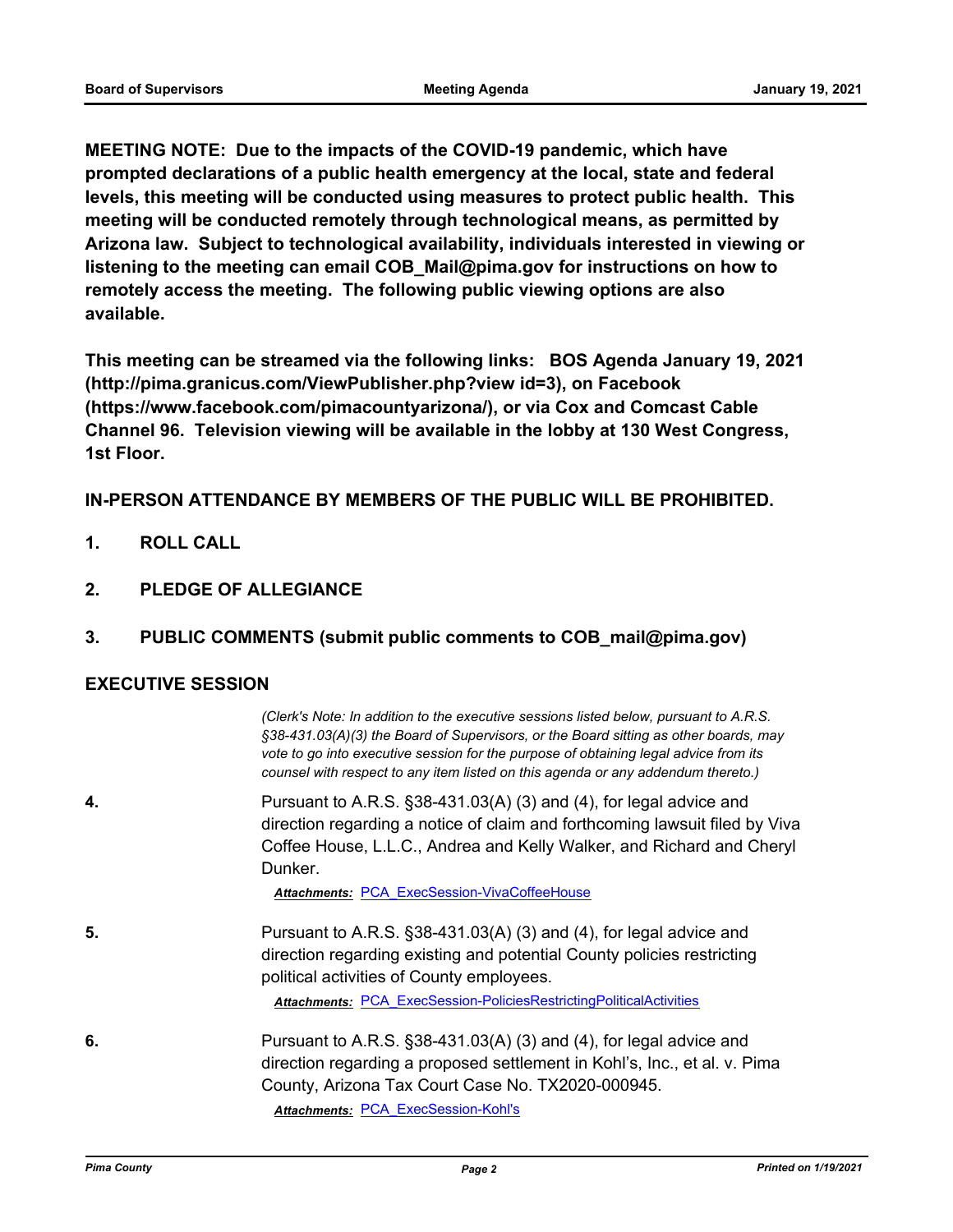**MEETING NOTE: Due to the impacts of the COVID-19 pandemic, which have prompted declarations of a public health emergency at the local, state and federal levels, this meeting will be conducted using measures to protect public health. This meeting will be conducted remotely through technological means, as permitted by Arizona law. Subject to technological availability, individuals interested in viewing or listening to the meeting can email COB_Mail@pima.gov for instructions on how to remotely access the meeting. The following public viewing options are also available.**

**This meeting can be streamed via the following links: BOS Agenda January 19, 2021 (http://pima.granicus.com/ViewPublisher.php?view id=3), on Facebook (https://www.facebook.com/pimacountyarizona/), or via Cox and Comcast Cable Channel 96. Television viewing will be available in the lobby at 130 West Congress, 1st Floor.**

**IN-PERSON ATTENDANCE BY MEMBERS OF THE PUBLIC WILL BE PROHIBITED.**

**1. ROLL CALL**

**2. PLEDGE OF ALLEGIANCE**

**3. PUBLIC COMMENTS (submit public comments to COB_mail@pima.gov)**

## EXECUTIVE SESSION

*(Clerk's Note: In addition to the executive sessions listed below, pursuant to A.R.S. §38-431.03(A)(3) the Board of Supervisors, or the Board sitting as other boards, may vote to go into executive session for the purpose of obtaining legal advice from its counsel with respect to any item listed on this agenda or any addendum thereto.)*

**4.** Pursuant to A.R.S. §38-431.03(A) (3) and (4), for legal advice and direction regarding a notice of claim and forthcoming lawsuit filed by Viva Coffee House, L.L.C., Andrea and Kelly Walker, and Richard and Cheryl Dunker.

***Attachments:*** PCA_ExecSession-VivaCoffeeHouse

**5.** Pursuant to A.R.S. §38-431.03(A) (3) and (4), for legal advice and direction regarding existing and potential County policies restricting political activities of County employees.

***Attachments:*** PCA_ExecSession-PoliciesRestrictingPoliticalActivities

**6.** Pursuant to A.R.S. §38-431.03(A) (3) and (4), for legal advice and direction regarding a proposed settlement in Kohl's, Inc., et al. v. Pima County, Arizona Tax Court Case No. TX2020-000945.

***Attachments:*** PCA_ExecSession-Kohl's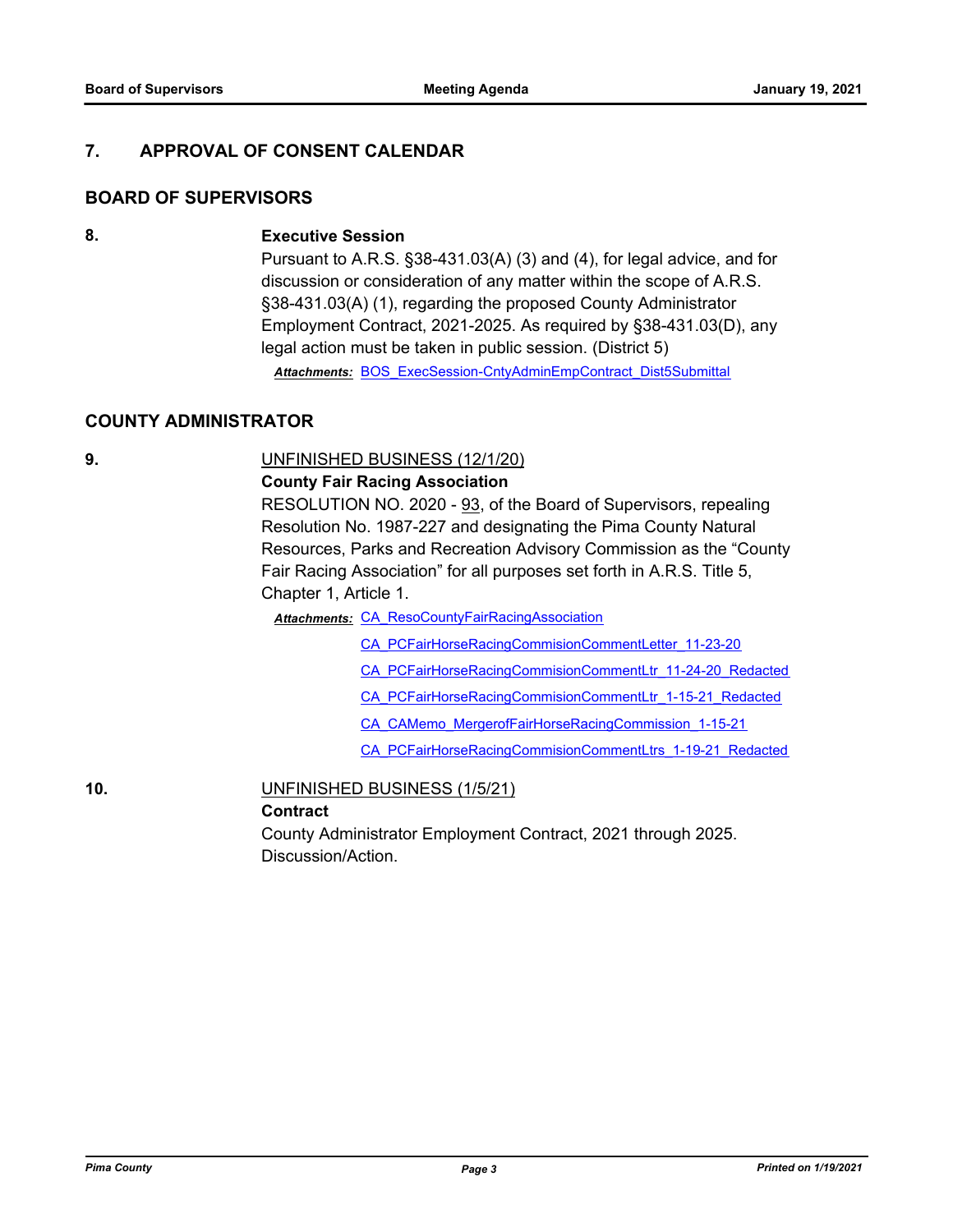## 7. APPROVAL OF CONSENT CALENDAR

## BOARD OF SUPERVISORS

**8.** **Executive Session**

Pursuant to A.R.S. §38-431.03(A) (3) and (4), for legal advice, and for discussion or consideration of any matter within the scope of A.R.S. §38-431.03(A) (1), regarding the proposed County Administrator Employment Contract, 2021-2025. As required by §38-431.03(D), any legal action must be taken in public session. (District 5)

***Attachments:*** BOS_ExecSession-CntyAdminEmpContract_Dist5Submittal

## COUNTY ADMINISTRATOR

**9.** UNFINISHED BUSINESS (12/1/20)

**County Fair Racing Association**

RESOLUTION NO. 2020 - 93, of the Board of Supervisors, repealing Resolution No. 1987-227 and designating the Pima County Natural Resources, Parks and Recreation Advisory Commission as the "County Fair Racing Association" for all purposes set forth in A.R.S. Title 5, Chapter 1, Article 1.

***Attachments:*** CA_ResoCountyFairRacingAssociation

CA_PCFairHorseRacingCommisionCommentLetter_11-23-20

CA_PCFairHorseRacingCommisionCommentLtr_11-24-20_Redacted

CA_PCFairHorseRacingCommisionCommentLtr_1-15-21_Redacted

CA_CAMemo_MergerofFairHorseRacingCommission_1-15-21

CA_PCFairHorseRacingCommisionCommentLtrs_1-19-21_Redacted

**10.** UNFINISHED BUSINESS (1/5/21)

**Contract**

County Administrator Employment Contract, 2021 through 2025. Discussion/Action.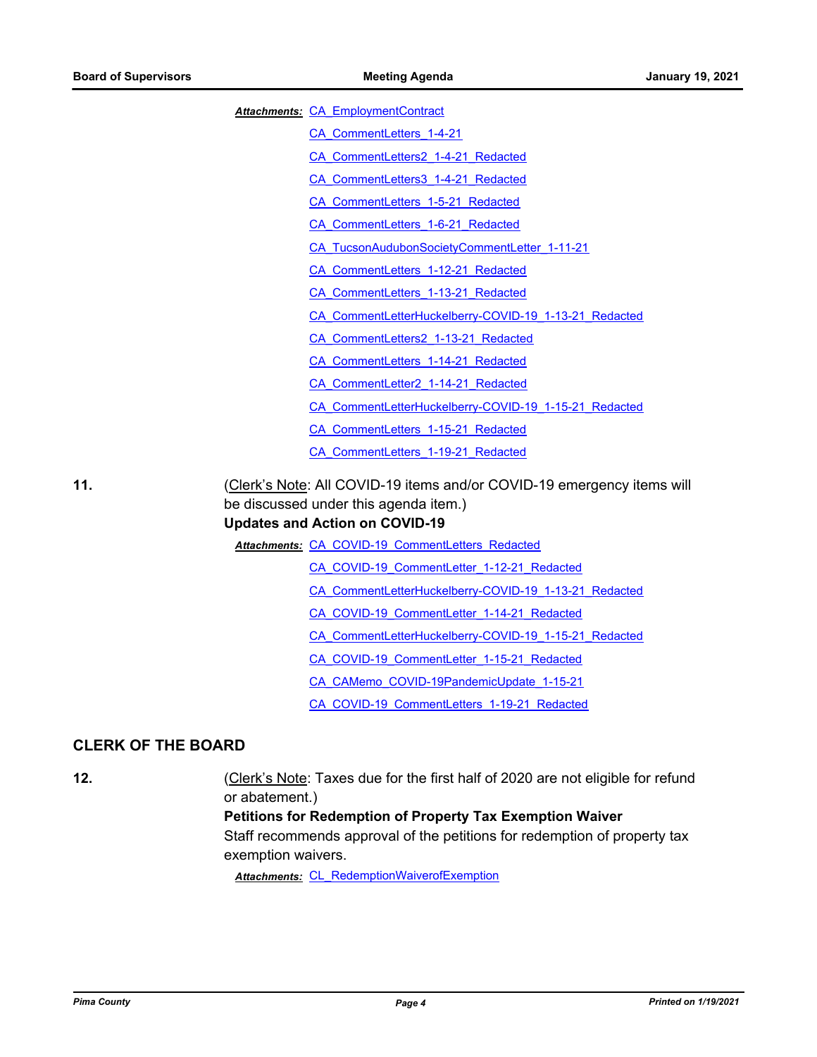***Attachments:*** CA_EmploymentContract

CA_CommentLetters_1-4-21

CA_CommentLetters2_1-4-21_Redacted

CA_CommentLetters3_1-4-21_Redacted

CA_CommentLetters_1-5-21_Redacted

CA_CommentLetters_1-6-21_Redacted

CA_TucsonAudubonSocietyCommentLetter_1-11-21

CA_CommentLetters_1-12-21_Redacted

CA_CommentLetters_1-13-21_Redacted

CA_CommentLetterHuckelberry-COVID-19_1-13-21_Redacted

CA_CommentLetters2_1-13-21_Redacted

CA_CommentLetters_1-14-21_Redacted

CA_CommentLetter2_1-14-21_Redacted

CA_CommentLetterHuckelberry-COVID-19_1-15-21_Redacted

CA_CommentLetters_1-15-21_Redacted

CA_CommentLetters_1-19-21_Redacted

**11.** (Clerk's Note: All COVID-19 items and/or COVID-19 emergency items will be discussed under this agenda item.)

**Updates and Action on COVID-19**

***Attachments:*** CA_COVID-19_CommentLetters_Redacted

CA_COVID-19_CommentLetter_1-12-21_Redacted

CA_CommentLetterHuckelberry-COVID-19_1-13-21_Redacted

CA_COVID-19_CommentLetter_1-14-21_Redacted

CA_CommentLetterHuckelberry-COVID-19_1-15-21_Redacted

CA_COVID-19_CommentLetter_1-15-21_Redacted

CA_CAMemo_COVID-19PandemicUpdate_1-15-21

CA_COVID-19_CommentLetters_1-19-21_Redacted

## CLERK OF THE BOARD

**12.** (Clerk's Note: Taxes due for the first half of 2020 are not eligible for refund or abatement.)

**Petitions for Redemption of Property Tax Exemption Waiver**

Staff recommends approval of the petitions for redemption of property tax exemption waivers.

***Attachments:*** CL_RedemptionWaiverofExemption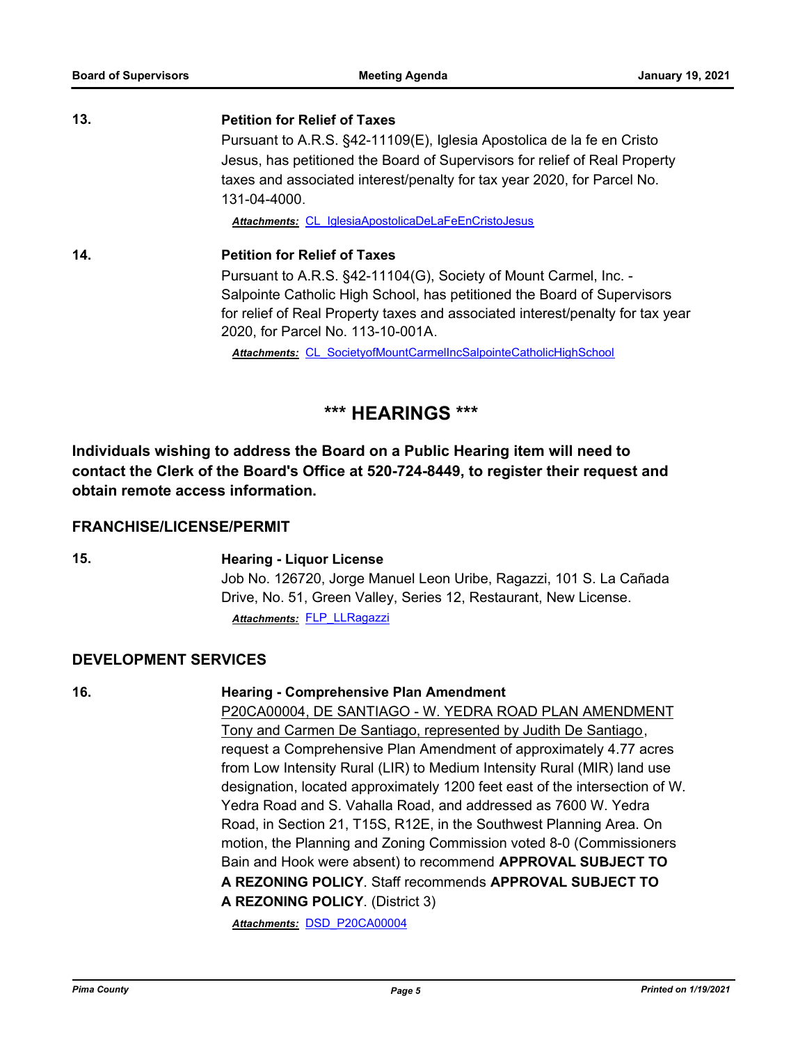**13.** **Petition for Relief of Taxes**

Pursuant to A.R.S. §42-11109(E), Iglesia Apostolica de la fe en Cristo Jesus, has petitioned the Board of Supervisors for relief of Real Property taxes and associated interest/penalty for tax year 2020, for Parcel No. 131-04-4000.

***Attachments:*** CL_IglesiaApostolicaDeLaFeEnCristoJesus

**14.** **Petition for Relief of Taxes**

Pursuant to A.R.S. §42-11104(G), Society of Mount Carmel, Inc. - Salpointe Catholic High School, has petitioned the Board of Supervisors for relief of Real Property taxes and associated interest/penalty for tax year 2020, for Parcel No. 113-10-001A.

***Attachments:*** CL_SocietyofMountCarmelIncSalpointeCatholicHighSchool

## *** HEARINGS ***

**Individuals wishing to address the Board on a Public Hearing item will need to contact the Clerk of the Board's Office at 520-724-8449, to register their request and obtain remote access information.**

### FRANCHISE/LICENSE/PERMIT

**15.** **Hearing - Liquor License**

Job No. 126720, Jorge Manuel Leon Uribe, Ragazzi, 101 S. La Cañada Drive, No. 51, Green Valley, Series 12, Restaurant, New License.

***Attachments:*** FLP_LLRagazzi

### DEVELOPMENT SERVICES

**16.** **Hearing - Comprehensive Plan Amendment**

P20CA00004, DE SANTIAGO - W. YEDRA ROAD PLAN AMENDMENT

Tony and Carmen De Santiago, represented by Judith De Santiago, request a Comprehensive Plan Amendment of approximately 4.77 acres from Low Intensity Rural (LIR) to Medium Intensity Rural (MIR) land use designation, located approximately 1200 feet east of the intersection of W. Yedra Road and S. Vahalla Road, and addressed as 7600 W. Yedra Road, in Section 21, T15S, R12E, in the Southwest Planning Area. On motion, the Planning and Zoning Commission voted 8-0 (Commissioners Bain and Hook were absent) to recommend **APPROVAL SUBJECT TO A REZONING POLICY**. Staff recommends **APPROVAL SUBJECT TO A REZONING POLICY**. (District 3)

***Attachments:*** DSD_P20CA00004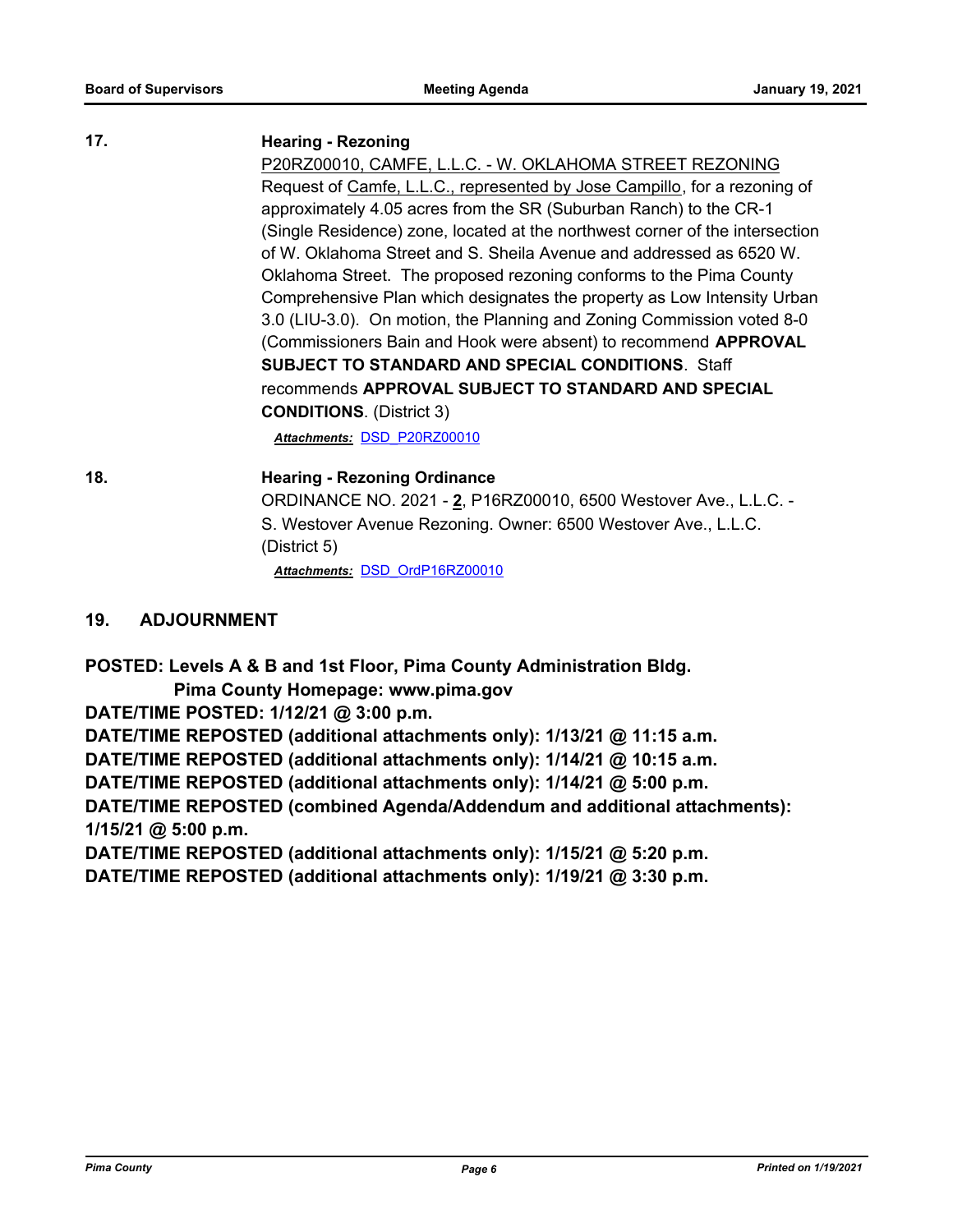**17.** **Hearing - Rezoning**

P20RZ00010, CAMFE, L.L.C. - W. OKLAHOMA STREET REZONING
Request of Camfe, L.L.C., represented by Jose Campillo, for a rezoning of approximately 4.05 acres from the SR (Suburban Ranch) to the CR-1 (Single Residence) zone, located at the northwest corner of the intersection of W. Oklahoma Street and S. Sheila Avenue and addressed as 6520 W. Oklahoma Street. The proposed rezoning conforms to the Pima County Comprehensive Plan which designates the property as Low Intensity Urban 3.0 (LIU-3.0). On motion, the Planning and Zoning Commission voted 8-0 (Commissioners Bain and Hook were absent) to recommend **APPROVAL SUBJECT TO STANDARD AND SPECIAL CONDITIONS**. Staff recommends **APPROVAL SUBJECT TO STANDARD AND SPECIAL CONDITIONS**. (District 3)

***Attachments:*** DSD_P20RZ00010

**18.** **Hearing - Rezoning Ordinance**

ORDINANCE NO. 2021 - **2**, P16RZ00010, 6500 Westover Ave., L.L.C. - S. Westover Avenue Rezoning. Owner: 6500 Westover Ave., L.L.C. (District 5)

***Attachments:*** DSD_OrdP16RZ00010

## 19. ADJOURNMENT

**POSTED: Levels A & B and 1st Floor, Pima County Administration Bldg.**
**Pima County Homepage: www.pima.gov**
**DATE/TIME POSTED: 1/12/21 @ 3:00 p.m.**
**DATE/TIME REPOSTED (additional attachments only): 1/13/21 @ 11:15 a.m.**
**DATE/TIME REPOSTED (additional attachments only): 1/14/21 @ 10:15 a.m.**
**DATE/TIME REPOSTED (additional attachments only): 1/14/21 @ 5:00 p.m.**
**DATE/TIME REPOSTED (combined Agenda/Addendum and additional attachments): 1/15/21 @ 5:00 p.m.**
**DATE/TIME REPOSTED (additional attachments only): 1/15/21 @ 5:20 p.m.**
**DATE/TIME REPOSTED (additional attachments only): 1/19/21 @ 3:30 p.m.**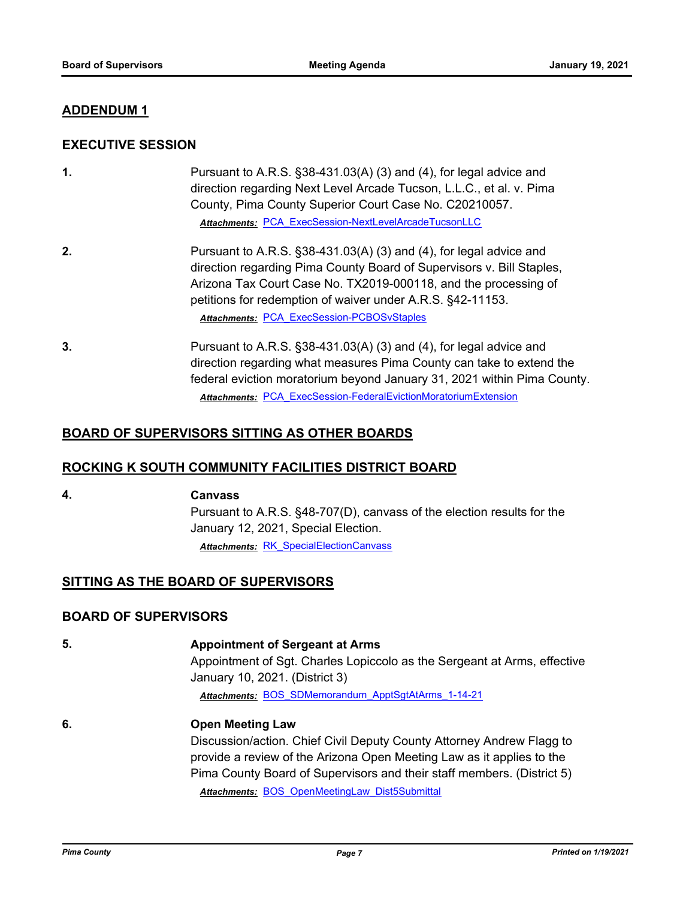## ADDENDUM 1

### EXECUTIVE SESSION

**1.** Pursuant to A.R.S. §38-431.03(A) (3) and (4), for legal advice and direction regarding Next Level Arcade Tucson, L.L.C., et al. v. Pima County, Pima County Superior Court Case No. C20210057.

***Attachments:*** PCA_ExecSession-NextLevelArcadeTucsonLLC

**2.** Pursuant to A.R.S. §38-431.03(A) (3) and (4), for legal advice and direction regarding Pima County Board of Supervisors v. Bill Staples, Arizona Tax Court Case No. TX2019-000118, and the processing of petitions for redemption of waiver under A.R.S. §42-11153.

***Attachments:*** PCA_ExecSession-PCBOSvStaples

**3.** Pursuant to A.R.S. §38-431.03(A) (3) and (4), for legal advice and direction regarding what measures Pima County can take to extend the federal eviction moratorium beyond January 31, 2021 within Pima County.

***Attachments:*** PCA_ExecSession-FederalEvictionMoratoriumExtension

## BOARD OF SUPERVISORS SITTING AS OTHER BOARDS

## ROCKING K SOUTH COMMUNITY FACILITIES DISTRICT BOARD

**4.** **Canvass**

Pursuant to A.R.S. §48-707(D), canvass of the election results for the January 12, 2021, Special Election.

***Attachments:*** RK_SpecialElectionCanvass

## SITTING AS THE BOARD OF SUPERVISORS

### BOARD OF SUPERVISORS

**5.** **Appointment of Sergeant at Arms**

Appointment of Sgt. Charles Lopiccolo as the Sergeant at Arms, effective January 10, 2021. (District 3)

***Attachments:*** BOS_SDMemorandum_ApptSgtAtArms_1-14-21

**6.** **Open Meeting Law**

Discussion/action. Chief Civil Deputy County Attorney Andrew Flagg to provide a review of the Arizona Open Meeting Law as it applies to the Pima County Board of Supervisors and their staff members. (District 5)

***Attachments:*** BOS_OpenMeetingLaw_Dist5Submittal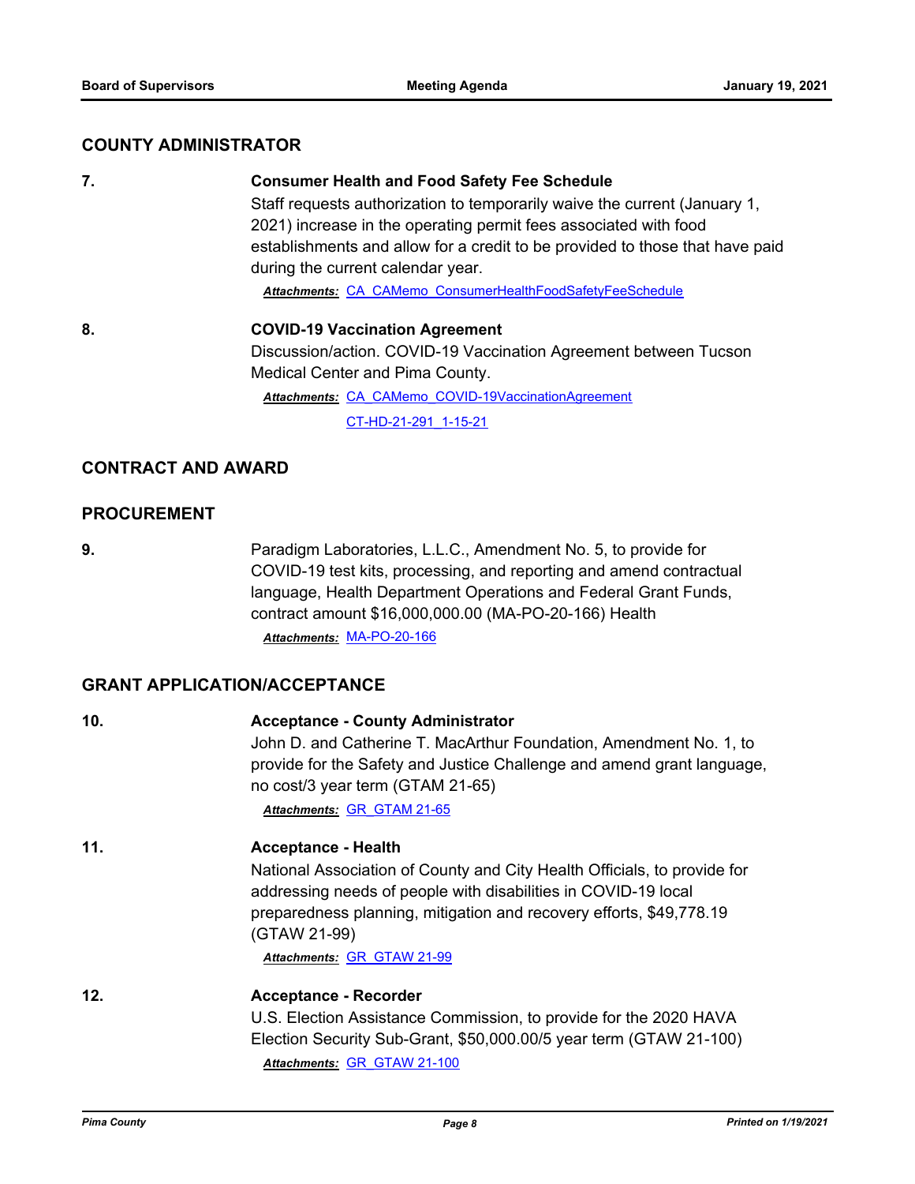## COUNTY ADMINISTRATOR

**7. Consumer Health and Food Safety Fee Schedule**

Staff requests authorization to temporarily waive the current (January 1, 2021) increase in the operating permit fees associated with food establishments and allow for a credit to be provided to those that have paid during the current calendar year.

***Attachments:*** CA_CAMemo_ConsumerHealthFoodSafetyFeeSchedule

**8. COVID-19 Vaccination Agreement**

Discussion/action. COVID-19 Vaccination Agreement between Tucson Medical Center and Pima County.

***Attachments:*** CA_CAMemo_COVID-19VaccinationAgreement
CT-HD-21-291_1-15-21

## CONTRACT AND AWARD

## PROCUREMENT

**9.** Paradigm Laboratories, L.L.C., Amendment No. 5, to provide for COVID-19 test kits, processing, and reporting and amend contractual language, Health Department Operations and Federal Grant Funds, contract amount $16,000,000.00 (MA-PO-20-166) Health

***Attachments:*** MA-PO-20-166

## GRANT APPLICATION/ACCEPTANCE

**10. Acceptance - County Administrator**

John D. and Catherine T. MacArthur Foundation, Amendment No. 1, to provide for the Safety and Justice Challenge and amend grant language, no cost/3 year term (GTAM 21-65)

***Attachments:*** GR_GTAM 21-65

**11. Acceptance - Health**

National Association of County and City Health Officials, to provide for addressing needs of people with disabilities in COVID-19 local preparedness planning, mitigation and recovery efforts, $49,778.19 (GTAW 21-99)

***Attachments:*** GR_GTAW 21-99

**12. Acceptance - Recorder**

U.S. Election Assistance Commission, to provide for the 2020 HAVA Election Security Sub-Grant, $50,000.00/5 year term (GTAW 21-100)

***Attachments:*** GR_GTAW 21-100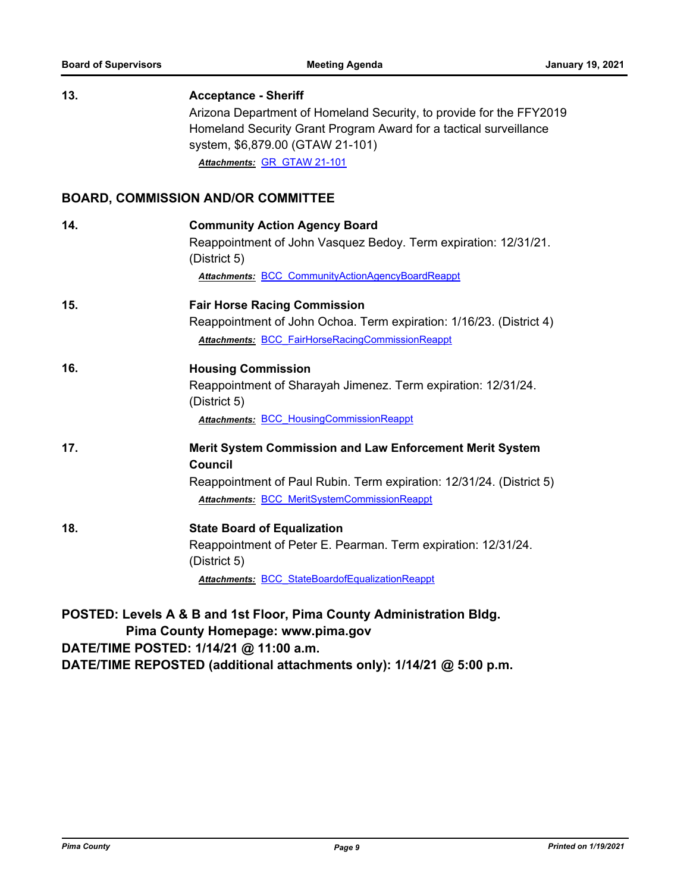**13.** **Acceptance - Sheriff**

Arizona Department of Homeland Security, to provide for the FFY2019 Homeland Security Grant Program Award for a tactical surveillance system, $6,879.00 (GTAW 21-101)

***Attachments:*** GR_GTAW 21-101

## BOARD, COMMISSION AND/OR COMMITTEE

**14.** **Community Action Agency Board**

Reappointment of John Vasquez Bedoy. Term expiration: 12/31/21. (District 5)

***Attachments:*** BCC_CommunityActionAgencyBoardReappt

**15.** **Fair Horse Racing Commission**

Reappointment of John Ochoa. Term expiration: 1/16/23. (District 4)

***Attachments:*** BCC_FairHorseRacingCommissionReappt

**16.** **Housing Commission**

Reappointment of Sharayah Jimenez. Term expiration: 12/31/24. (District 5)

***Attachments:*** BCC_HousingCommissionReappt

**17.** **Merit System Commission and Law Enforcement Merit System Council**

Reappointment of Paul Rubin. Term expiration: 12/31/24. (District 5)

***Attachments:*** BCC_MeritSystemCommissionReappt

**18.** **State Board of Equalization**

Reappointment of Peter E. Pearman. Term expiration: 12/31/24. (District 5)

***Attachments:*** BCC_StateBoardofEqualizationReappt

**POSTED: Levels A & B and 1st Floor, Pima County Administration Bldg.**
**Pima County Homepage: www.pima.gov**
**DATE/TIME POSTED: 1/14/21 @ 11:00 a.m.**
**DATE/TIME REPOSTED (additional attachments only): 1/14/21 @ 5:00 p.m.**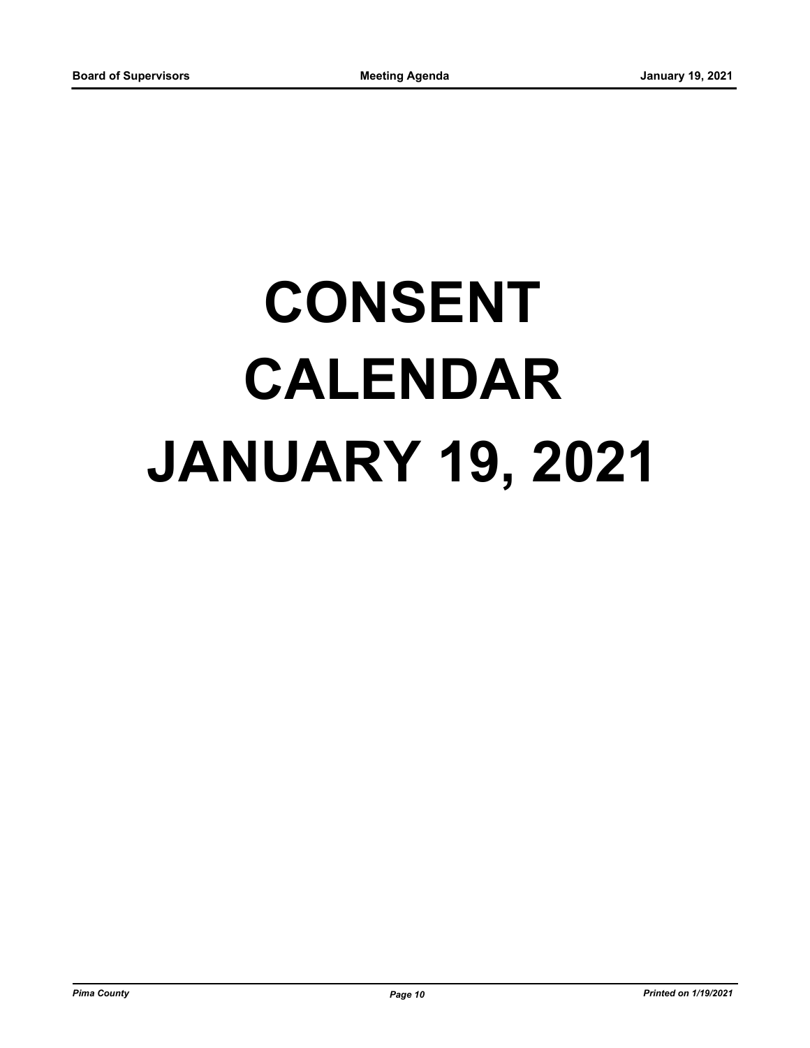# CONSENT CALENDAR JANUARY 19, 2021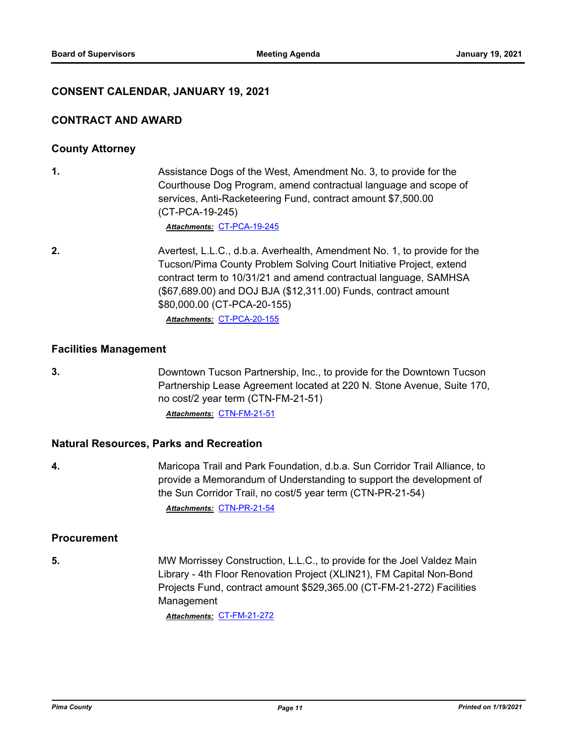## CONSENT CALENDAR, JANUARY 19, 2021

## CONTRACT AND AWARD

### County Attorney

1. Assistance Dogs of the West, Amendment No. 3, to provide for the Courthouse Dog Program, amend contractual language and scope of services, Anti-Racketeering Fund, contract amount $7,500.00 (CT-PCA-19-245)

   ***Attachments:*** CT-PCA-19-245

2. Avertest, L.L.C., d.b.a. Averhealth, Amendment No. 1, to provide for the Tucson/Pima County Problem Solving Court Initiative Project, extend contract term to 10/31/21 and amend contractual language, SAMHSA ($67,689.00) and DOJ BJA ($12,311.00) Funds, contract amount $80,000.00 (CT-PCA-20-155)

   ***Attachments:*** CT-PCA-20-155

### Facilities Management

3. Downtown Tucson Partnership, Inc., to provide for the Downtown Tucson Partnership Lease Agreement located at 220 N. Stone Avenue, Suite 170, no cost/2 year term (CTN-FM-21-51)

   ***Attachments:*** CTN-FM-21-51

### Natural Resources, Parks and Recreation

4. Maricopa Trail and Park Foundation, d.b.a. Sun Corridor Trail Alliance, to provide a Memorandum of Understanding to support the development of the Sun Corridor Trail, no cost/5 year term (CTN-PR-21-54)

   ***Attachments:*** CTN-PR-21-54

### Procurement

5. MW Morrissey Construction, L.L.C., to provide for the Joel Valdez Main Library - 4th Floor Renovation Project (XLIN21), FM Capital Non-Bond Projects Fund, contract amount $529,365.00 (CT-FM-21-272) Facilities Management

   ***Attachments:*** CT-FM-21-272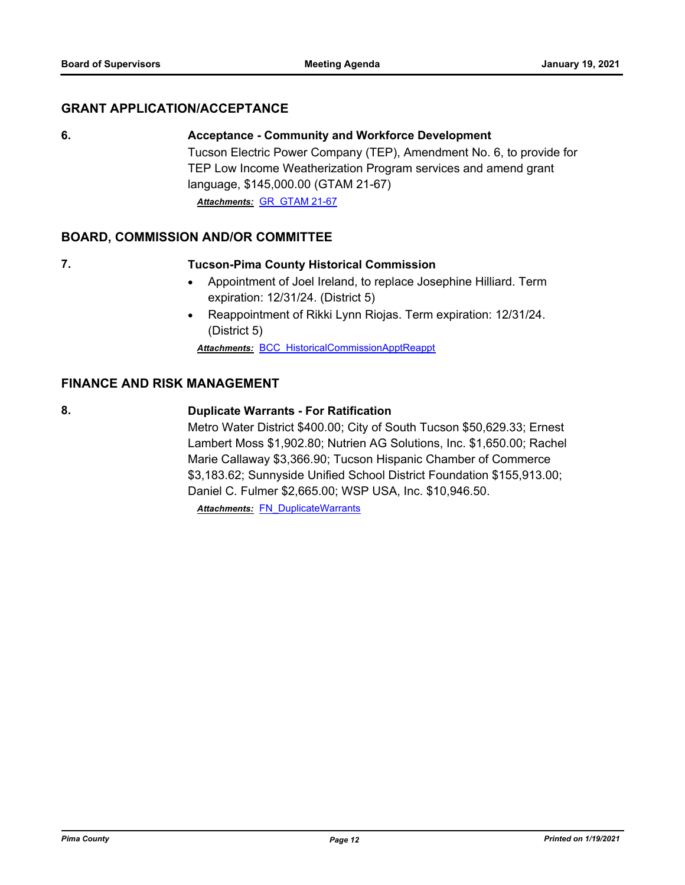## GRANT APPLICATION/ACCEPTANCE

**6.** **Acceptance - Community and Workforce Development**

Tucson Electric Power Company (TEP), Amendment No. 6, to provide for TEP Low Income Weatherization Program services and amend grant language, $145,000.00 (GTAM 21-67)

***Attachments:*** GR_GTAM 21-67

## BOARD, COMMISSION AND/OR COMMITTEE

**7.** **Tucson-Pima County Historical Commission**

- Appointment of Joel Ireland, to replace Josephine Hilliard. Term expiration: 12/31/24. (District 5)
- Reappointment of Rikki Lynn Riojas. Term expiration: 12/31/24. (District 5)

***Attachments:*** BCC_HistoricalCommissionApptReappt

## FINANCE AND RISK MANAGEMENT

**8.** **Duplicate Warrants - For Ratification**

Metro Water District $400.00; City of South Tucson $50,629.33; Ernest Lambert Moss $1,902.80; Nutrien AG Solutions, Inc. $1,650.00; Rachel Marie Callaway $3,366.90; Tucson Hispanic Chamber of Commerce $3,183.62; Sunnyside Unified School District Foundation $155,913.00; Daniel C. Fulmer $2,665.00; WSP USA, Inc. $10,946.50.

***Attachments:*** FN_DuplicateWarrants